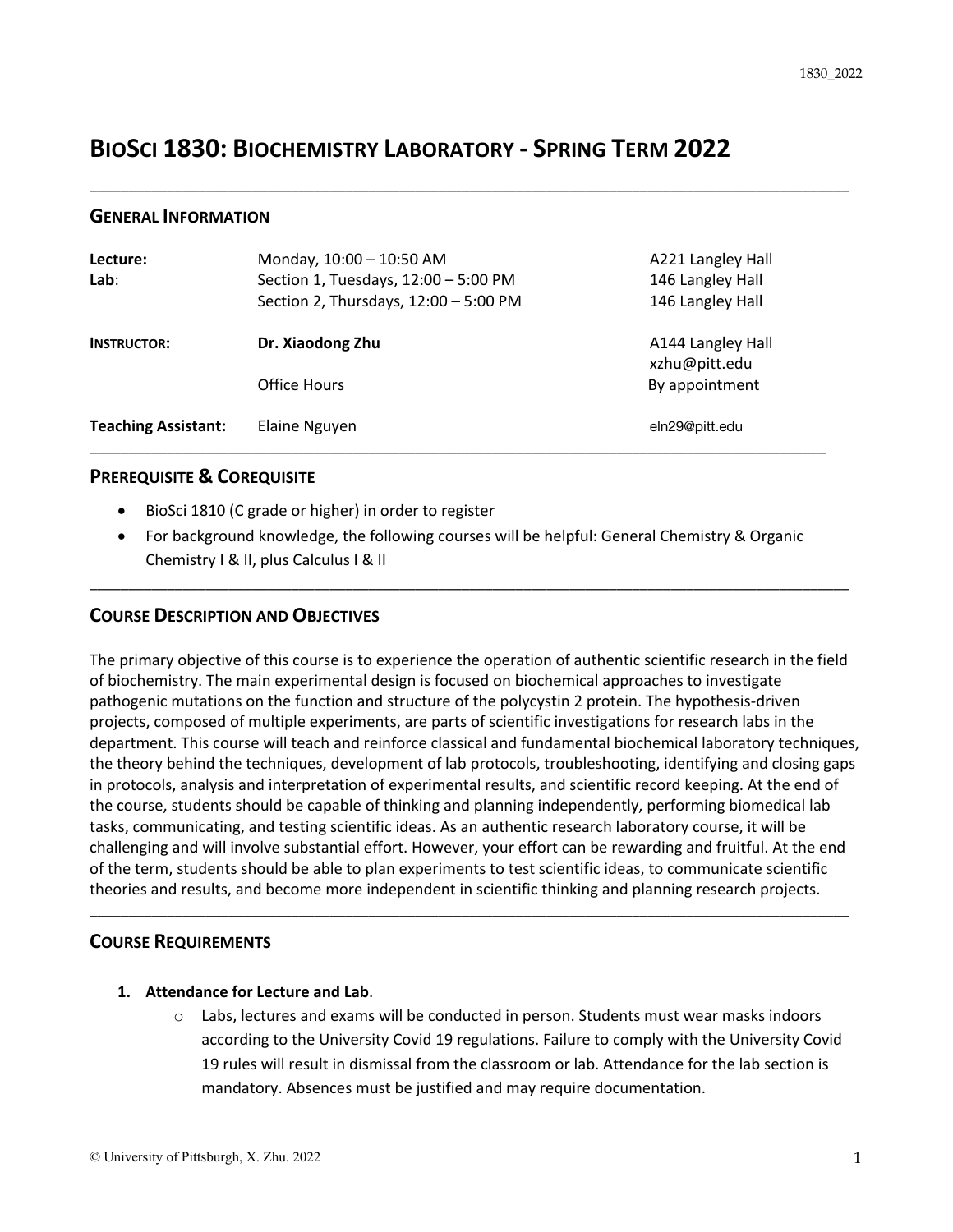# BIOSCI 1830: BIOCHEMISTRY LABORATORY - SPRING TERM 2022

## GENERAL INFORMATION

| | | |
|---|---|---|
| **Lecture:** | Monday, 10:00 – 10:50 AM | A221 Langley Hall |
| **Lab:** | Section 1, Tuesdays, 12:00 – 5:00 PM | 146 Langley Hall |
| | Section 2, Thursdays, 12:00 – 5:00 PM | 146 Langley Hall |
| **INSTRUCTOR:** | **Dr. Xiaodong Zhu** | A144 Langley Hall<br>xzhu@pitt.edu |
| | Office Hours | By appointment |
| **Teaching Assistant:** | Elaine Nguyen | eln29@pitt.edu |

## PREREQUISITE & COREQUISITE

- BioSci 1810 (C grade or higher) in order to register
- For background knowledge, the following courses will be helpful: General Chemistry & Organic Chemistry I & II, plus Calculus I & II

## COURSE DESCRIPTION AND OBJECTIVES

The primary objective of this course is to experience the operation of authentic scientific research in the field of biochemistry. The main experimental design is focused on biochemical approaches to investigate pathogenic mutations on the function and structure of the polycystin 2 protein. The hypothesis-driven projects, composed of multiple experiments, are parts of scientific investigations for research labs in the department. This course will teach and reinforce classical and fundamental biochemical laboratory techniques, the theory behind the techniques, development of lab protocols, troubleshooting, identifying and closing gaps in protocols, analysis and interpretation of experimental results, and scientific record keeping. At the end of the course, students should be capable of thinking and planning independently, performing biomedical lab tasks, communicating, and testing scientific ideas. As an authentic research laboratory course, it will be challenging and will involve substantial effort. However, your effort can be rewarding and fruitful. At the end of the term, students should be able to plan experiments to test scientific ideas, to communicate scientific theories and results, and become more independent in scientific thinking and planning research projects.

## COURSE REQUIREMENTS

1. **Attendance for Lecture and Lab**.
   - Labs, lectures and exams will be conducted in person. Students must wear masks indoors according to the University Covid 19 regulations. Failure to comply with the University Covid 19 rules will result in dismissal from the classroom or lab. Attendance for the lab section is mandatory. Absences must be justified and may require documentation.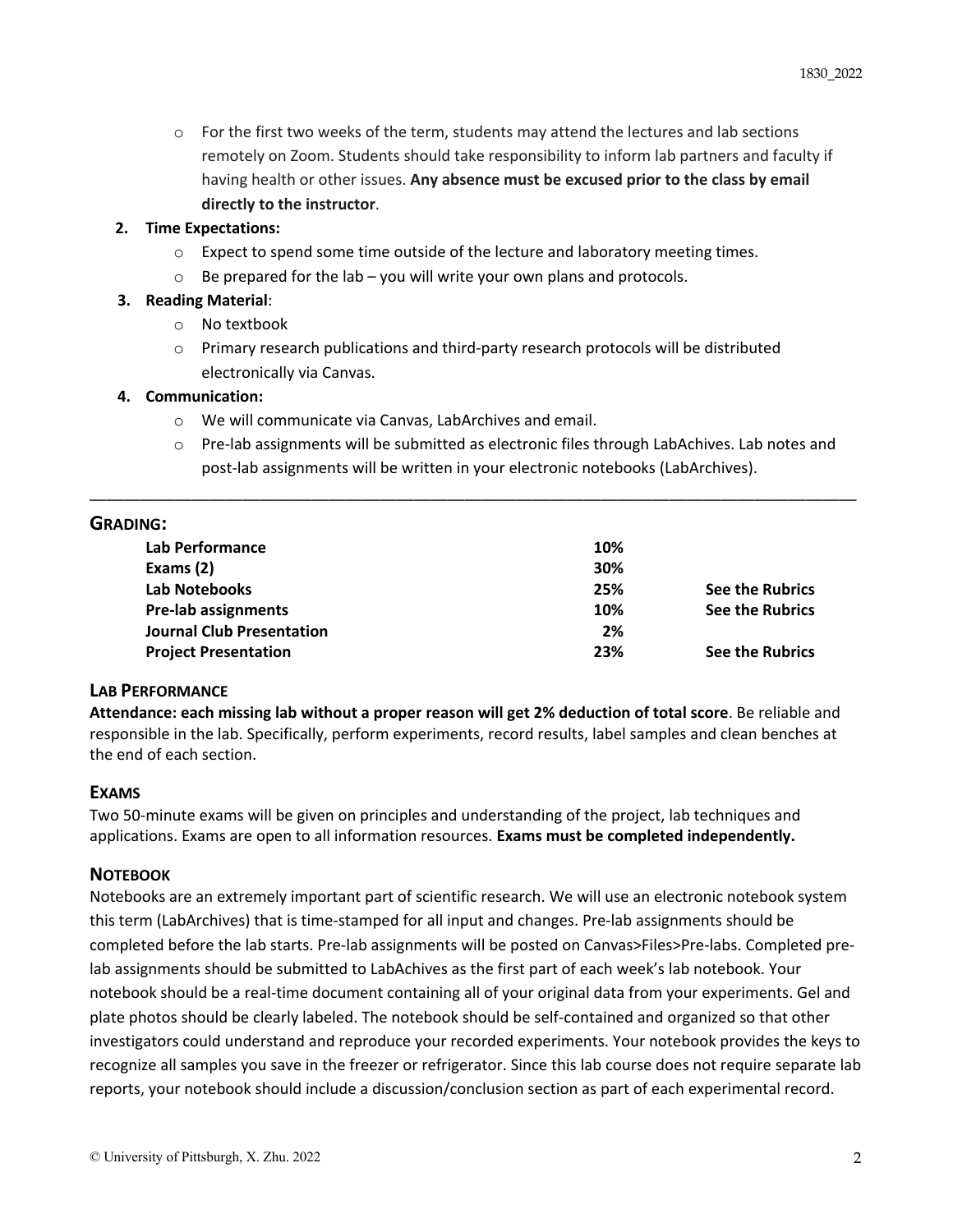- For the first two weeks of the term, students may attend the lectures and lab sections remotely on Zoom. Students should take responsibility to inform lab partners and faculty if having health or other issues. **Any absence must be excused prior to the class by email directly to the instructor**.

2. **Time Expectations:**
   - Expect to spend some time outside of the lecture and laboratory meeting times.
   - Be prepared for the lab – you will write your own plans and protocols.
3. **Reading Material**:
   - No textbook
   - Primary research publications and third-party research protocols will be distributed electronically via Canvas.
4. **Communication:**
   - We will communicate via Canvas, LabArchives and email.
   - Pre-lab assignments will be submitted as electronic files through LabAchives. Lab notes and post-lab assignments will be written in your electronic notebooks (LabArchives).

---

## GRADING:

| | | |
|---|---|---|
| **Lab Performance** | **10%** | |
| **Exams (2)** | **30%** | |
| **Lab Notebooks** | **25%** | **See the Rubrics** |
| **Pre-lab assignments** | **10%** | **See the Rubrics** |
| **Journal Club Presentation** | **2%** | |
| **Project Presentation** | **23%** | **See the Rubrics** |

### LAB PERFORMANCE

**Attendance: each missing lab without a proper reason will get 2% deduction of total score**. Be reliable and responsible in the lab. Specifically, perform experiments, record results, label samples and clean benches at the end of each section.

### EXAMS

Two 50-minute exams will be given on principles and understanding of the project, lab techniques and applications. Exams are open to all information resources. **Exams must be completed independently.**

### NOTEBOOK

Notebooks are an extremely important part of scientific research. We will use an electronic notebook system this term (LabArchives) that is time-stamped for all input and changes. Pre-lab assignments should be completed before the lab starts. Pre-lab assignments will be posted on Canvas>Files>Pre-labs. Completed pre-lab assignments should be submitted to LabAchives as the first part of each week's lab notebook. Your notebook should be a real-time document containing all of your original data from your experiments. Gel and plate photos should be clearly labeled. The notebook should be self-contained and organized so that other investigators could understand and reproduce your recorded experiments. Your notebook provides the keys to recognize all samples you save in the freezer or refrigerator. Since this lab course does not require separate lab reports, your notebook should include a discussion/conclusion section as part of each experimental record.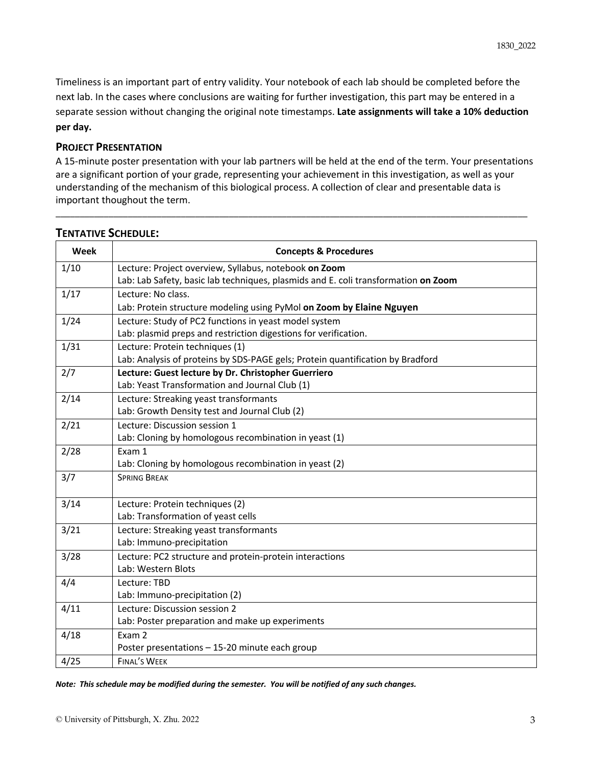Timeliness is an important part of entry validity. Your notebook of each lab should be completed before the next lab. In the cases where conclusions are waiting for further investigation, this part may be entered in a separate session without changing the original note timestamps. **Late assignments will take a 10% deduction per day.**

### PROJECT PRESENTATION

A 15-minute poster presentation with your lab partners will be held at the end of the term. Your presentations are a significant portion of your grade, representing your achievement in this investigation, as well as your understanding of the mechanism of this biological process. A collection of clear and presentable data is important thoughout the term.

---

## TENTATIVE SCHEDULE:

| Week | Concepts & Procedures |
|---|---|
| 1/10 | Lecture: Project overview, Syllabus, notebook **on Zoom**<br>Lab: Lab Safety, basic lab techniques, plasmids and E. coli transformation **on Zoom** |
| 1/17 | Lecture: No class.<br>Lab: Protein structure modeling using PyMol **on Zoom by Elaine Nguyen** |
| 1/24 | Lecture: Study of PC2 functions in yeast model system<br>Lab: plasmid preps and restriction digestions for verification. |
| 1/31 | Lecture: Protein techniques (1)<br>Lab: Analysis of proteins by SDS-PAGE gels; Protein quantification by Bradford |
| 2/7 | **Lecture: Guest lecture by Dr. Christopher Guerriero**<br>Lab: Yeast Transformation and Journal Club (1) |
| 2/14 | Lecture: Streaking yeast transformants<br>Lab: Growth Density test and Journal Club (2) |
| 2/21 | Lecture: Discussion session 1<br>Lab: Cloning by homologous recombination in yeast (1) |
| 2/28 | Exam 1<br>Lab: Cloning by homologous recombination in yeast (2) |
| 3/7 | SPRING BREAK |
| 3/14 | Lecture: Protein techniques (2)<br>Lab: Transformation of yeast cells |
| 3/21 | Lecture: Streaking yeast transformants<br>Lab: Immuno-precipitation |
| 3/28 | Lecture: PC2 structure and protein-protein interactions<br>Lab: Western Blots |
| 4/4 | Lecture: TBD<br>Lab: Immuno-precipitation (2) |
| 4/11 | Lecture: Discussion session 2<br>Lab: Poster preparation and make up experiments |
| 4/18 | Exam 2<br>Poster presentations – 15-20 minute each group |
| 4/25 | FINAL'S WEEK |

***Note: This schedule may be modified during the semester. You will be notified of any such changes.***

© University of Pittsburgh, X. Zhu. 2022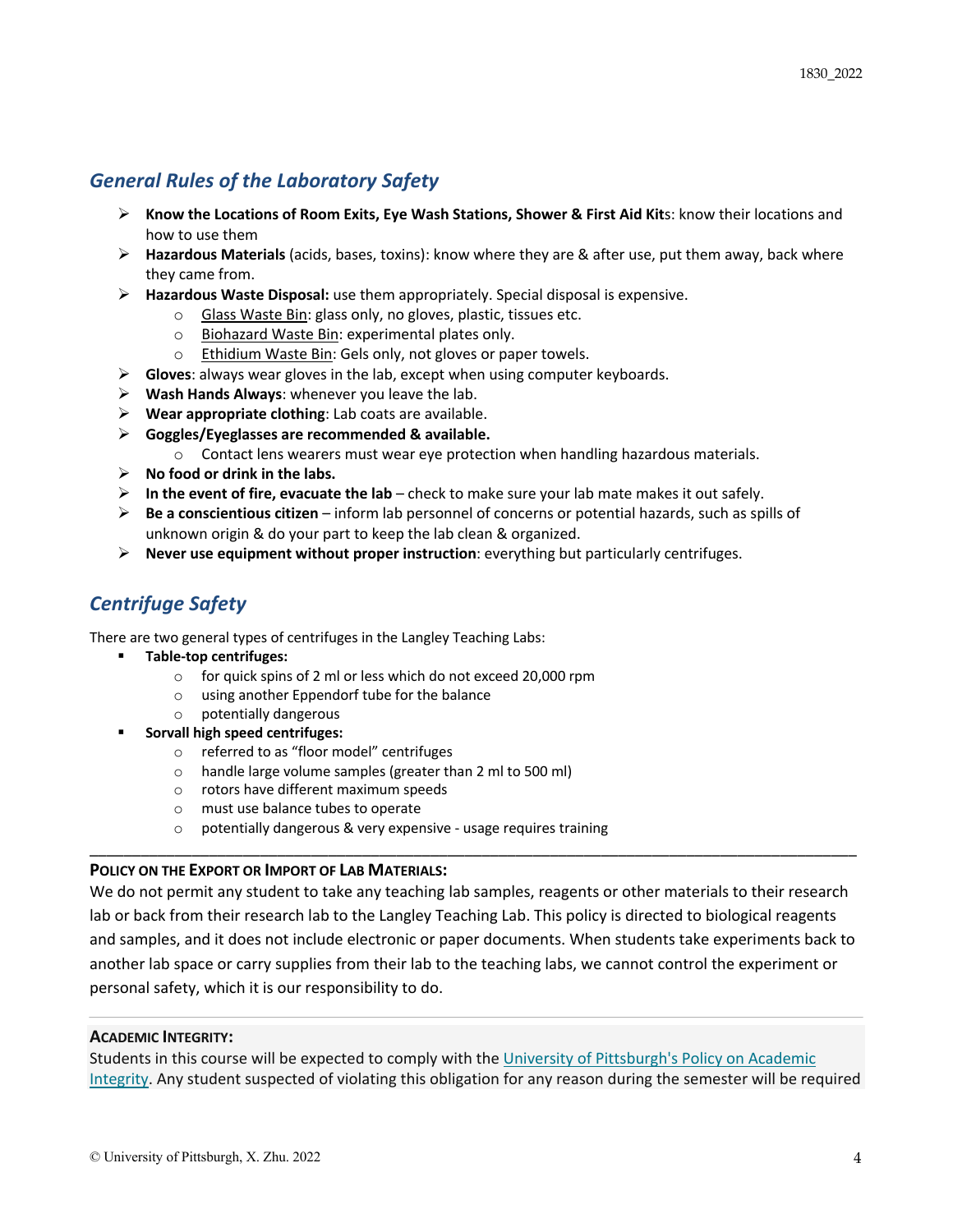## *General Rules of the Laboratory Safety*

- **Know the Locations of Room Exits, Eye Wash Stations, Shower & First Aid Kit**s: know their locations and how to use them
- **Hazardous Materials** (acids, bases, toxins): know where they are & after use, put them away, back where they came from.
- **Hazardous Waste Disposal:** use them appropriately. Special disposal is expensive.
  - Glass Waste Bin: glass only, no gloves, plastic, tissues etc.
  - Biohazard Waste Bin: experimental plates only.
  - Ethidium Waste Bin: Gels only, not gloves or paper towels.
- **Gloves**: always wear gloves in the lab, except when using computer keyboards.
- **Wash Hands Always**: whenever you leave the lab.
- **Wear appropriate clothing**: Lab coats are available.
- **Goggles/Eyeglasses are recommended & available.**
  - Contact lens wearers must wear eye protection when handling hazardous materials.
- **No food or drink in the labs.**
- **In the event of fire, evacuate the lab** – check to make sure your lab mate makes it out safely.
- **Be a conscientious citizen** – inform lab personnel of concerns or potential hazards, such as spills of unknown origin & do your part to keep the lab clean & organized.
- **Never use equipment without proper instruction**: everything but particularly centrifuges.

## *Centrifuge Safety*

There are two general types of centrifuges in the Langley Teaching Labs:

- **Table-top centrifuges:**
  - for quick spins of 2 ml or less which do not exceed 20,000 rpm
  - using another Eppendorf tube for the balance
  - potentially dangerous
- **Sorvall high speed centrifuges:**
  - referred to as "floor model" centrifuges
  - handle large volume samples (greater than 2 ml to 500 ml)
  - rotors have different maximum speeds
  - must use balance tubes to operate
  - potentially dangerous & very expensive - usage requires training

---

**POLICY ON THE EXPORT OR IMPORT OF LAB MATERIALS:**

We do not permit any student to take any teaching lab samples, reagents or other materials to their research lab or back from their research lab to the Langley Teaching Lab. This policy is directed to biological reagents and samples, and it does not include electronic or paper documents. When students take experiments back to another lab space or carry supplies from their lab to the teaching labs, we cannot control the experiment or personal safety, which it is our responsibility to do.

**ACADEMIC INTEGRITY:**

Students in this course will be expected to comply with the University of Pittsburgh's Policy on Academic Integrity. Any student suspected of violating this obligation for any reason during the semester will be required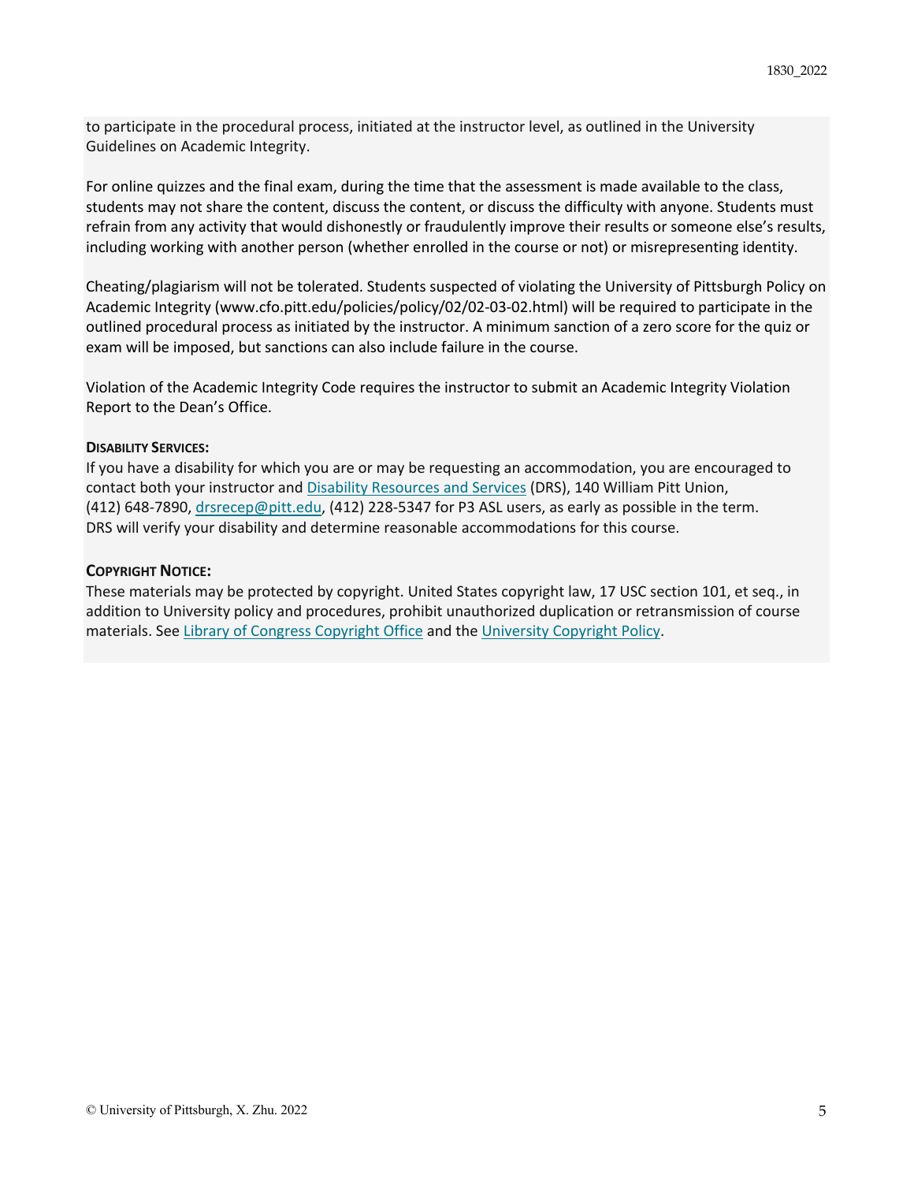to participate in the procedural process, initiated at the instructor level, as outlined in the University Guidelines on Academic Integrity.

For online quizzes and the final exam, during the time that the assessment is made available to the class, students may not share the content, discuss the content, or discuss the difficulty with anyone. Students must refrain from any activity that would dishonestly or fraudulently improve their results or someone else's results, including working with another person (whether enrolled in the course or not) or misrepresenting identity.

Cheating/plagiarism will not be tolerated. Students suspected of violating the University of Pittsburgh Policy on Academic Integrity (www.cfo.pitt.edu/policies/policy/02/02-03-02.html) will be required to participate in the outlined procedural process as initiated by the instructor. A minimum sanction of a zero score for the quiz or exam will be imposed, but sanctions can also include failure in the course.

Violation of the Academic Integrity Code requires the instructor to submit an Academic Integrity Violation Report to the Dean's Office.

**DISABILITY SERVICES:**

If you have a disability for which you are or may be requesting an accommodation, you are encouraged to contact both your instructor and Disability Resources and Services (DRS), 140 William Pitt Union, (412) 648-7890, drsrecep@pitt.edu, (412) 228-5347 for P3 ASL users, as early as possible in the term. DRS will verify your disability and determine reasonable accommodations for this course.

**COPYRIGHT NOTICE:**

These materials may be protected by copyright. United States copyright law, 17 USC section 101, et seq., in addition to University policy and procedures, prohibit unauthorized duplication or retransmission of course materials. See Library of Congress Copyright Office and the University Copyright Policy.